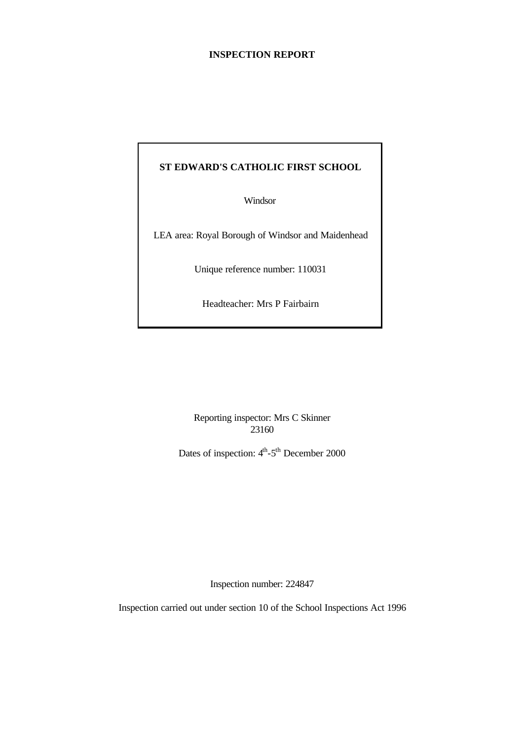# INSPECTION REPORT

## ST EDWARD'S CATHOLIC FIRST SCHOOL

Windsor

LEA area: Royal Borough of Windsor and Maidenhead

Unique reference number: 110031

Headteacher: Mrs P Fairbairn

Reporting inspector: Mrs C Skinner
23160

Dates of inspection: 4th-5th December 2000

Inspection number: 224847

Inspection carried out under section 10 of the School Inspections Act 1996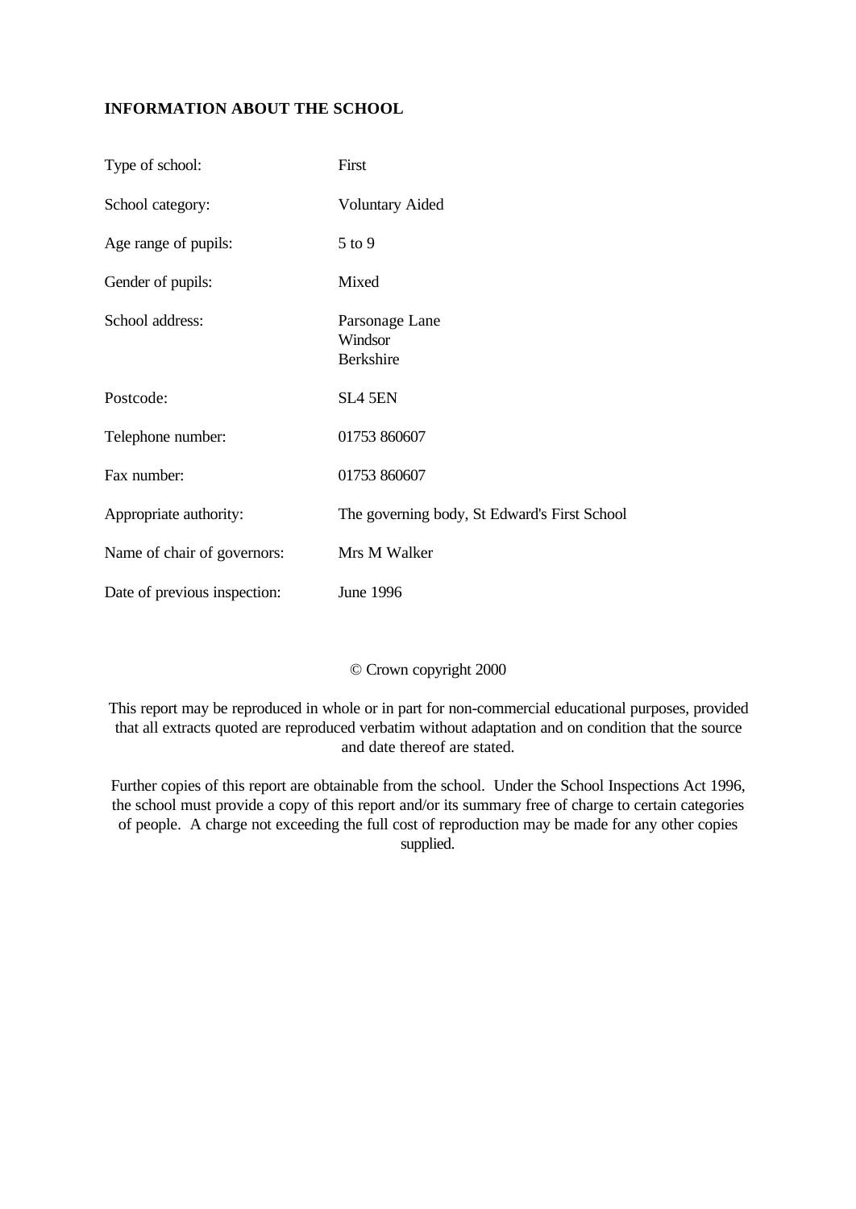## INFORMATION ABOUT THE SCHOOL

| | |
|---|---|
| Type of school: | First |
| School category: | Voluntary Aided |
| Age range of pupils: | 5 to 9 |
| Gender of pupils: | Mixed |
| School address: | Parsonage Lane<br>Windsor<br>Berkshire |
| Postcode: | SL4 5EN |
| Telephone number: | 01753 860607 |
| Fax number: | 01753 860607 |
| Appropriate authority: | The governing body, St Edward's First School |
| Name of chair of governors: | Mrs M Walker |
| Date of previous inspection: | June 1996 |

© Crown copyright 2000

This report may be reproduced in whole or in part for non-commercial educational purposes, provided that all extracts quoted are reproduced verbatim without adaptation and on condition that the source and date thereof are stated.

Further copies of this report are obtainable from the school. Under the School Inspections Act 1996, the school must provide a copy of this report and/or its summary free of charge to certain categories of people. A charge not exceeding the full cost of reproduction may be made for any other copies supplied.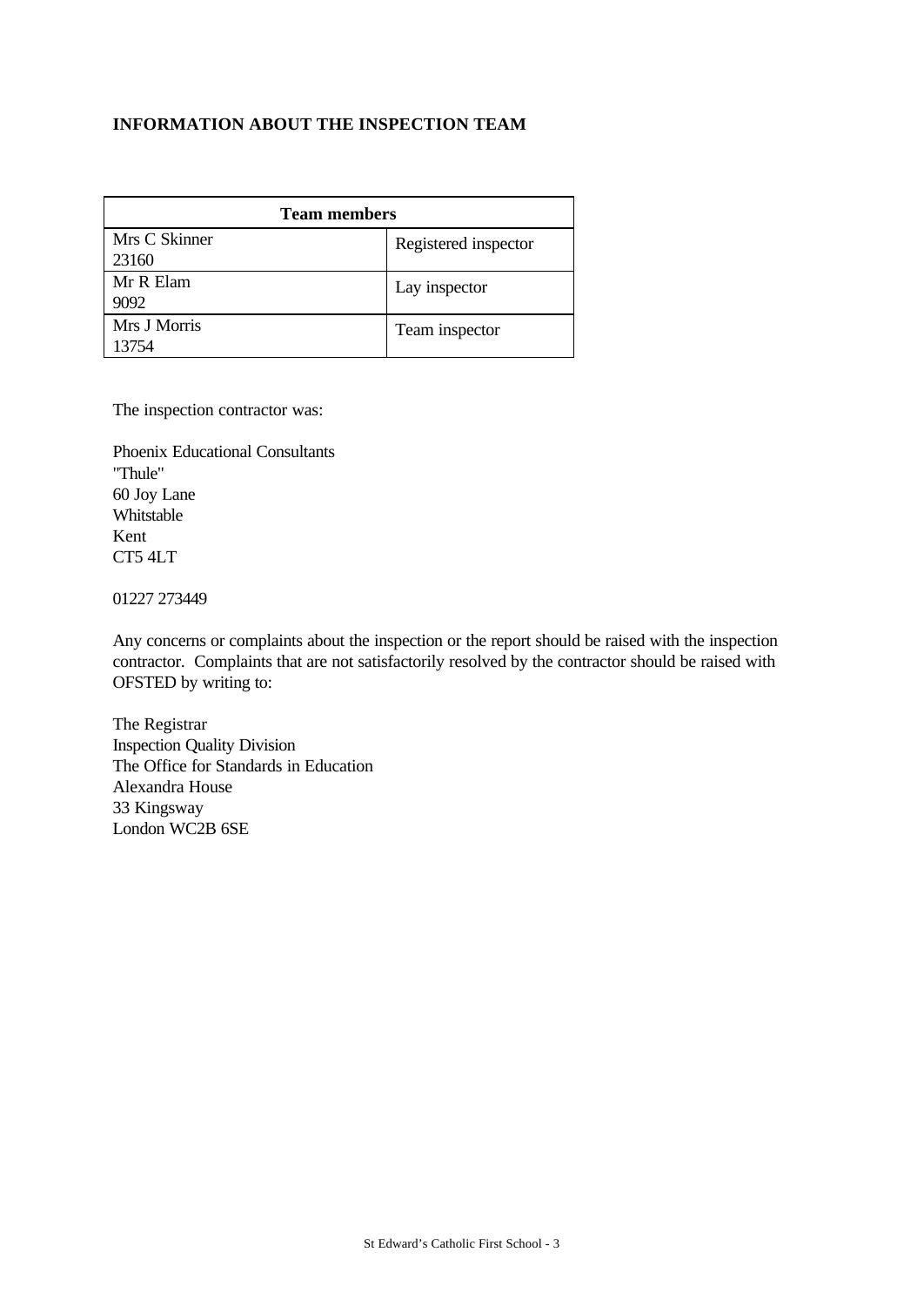## INFORMATION ABOUT THE INSPECTION TEAM

| Team members | |
|---|---|
| Mrs C Skinner<br>23160 | Registered inspector |
| Mr R Elam<br>9092 | Lay inspector |
| Mrs J Morris<br>13754 | Team inspector |

The inspection contractor was:

Phoenix Educational Consultants
"Thule"
60 Joy Lane
Whitstable
Kent
CT5 4LT

01227 273449

Any concerns or complaints about the inspection or the report should be raised with the inspection contractor. Complaints that are not satisfactorily resolved by the contractor should be raised with OFSTED by writing to:

The Registrar
Inspection Quality Division
The Office for Standards in Education
Alexandra House
33 Kingsway
London WC2B 6SE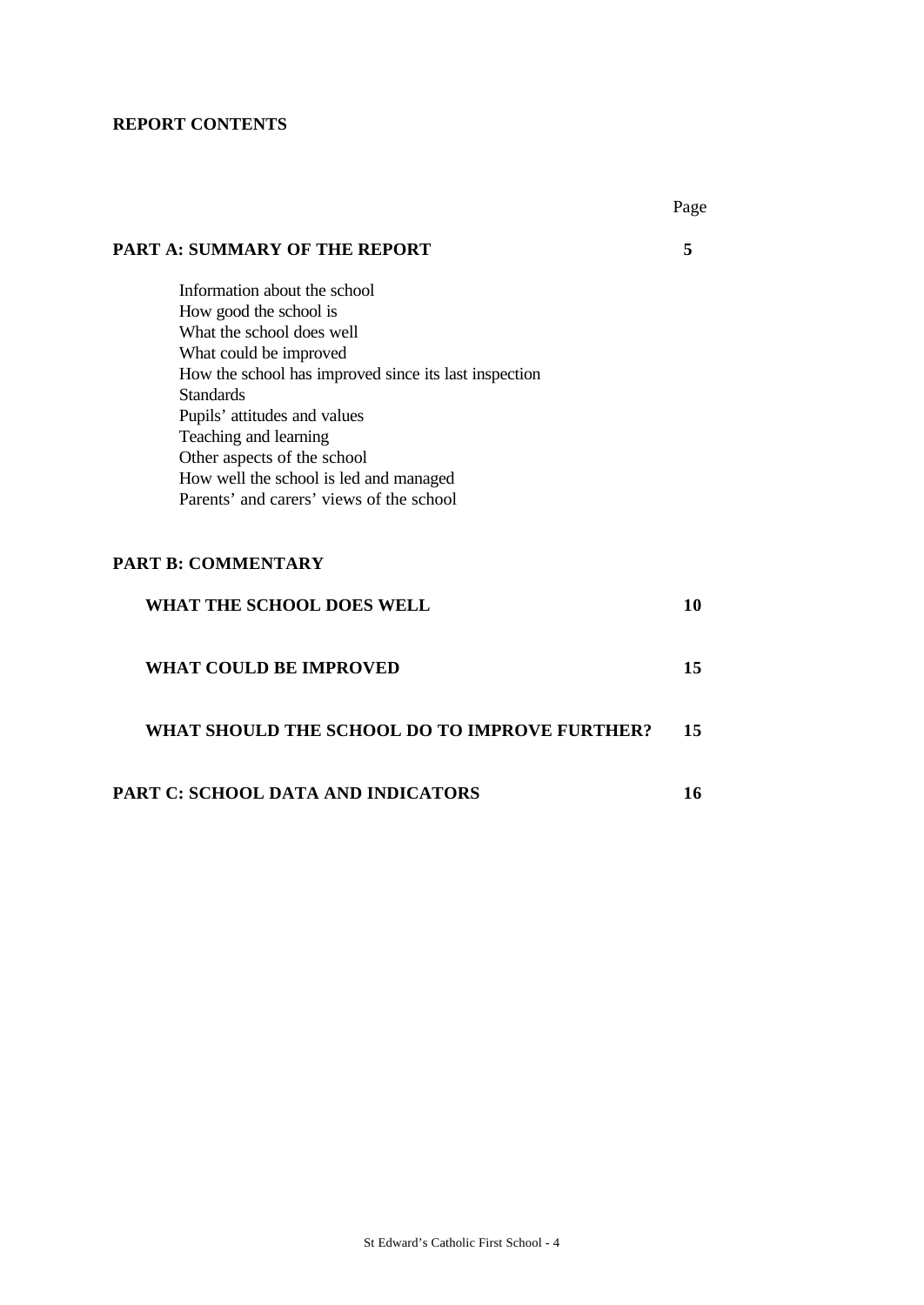**REPORT CONTENTS**

| | Page |
|---|---|
| **PART A: SUMMARY OF THE REPORT** | **5** |
| Information about the school<br>How good the school is<br>What the school does well<br>What could be improved<br>How the school has improved since its last inspection<br>Standards<br>Pupils' attitudes and values<br>Teaching and learning<br>Other aspects of the school<br>How well the school is led and managed<br>Parents' and carers' views of the school | |
| **PART B: COMMENTARY** | |
| **WHAT THE SCHOOL DOES WELL** | **10** |
| **WHAT COULD BE IMPROVED** | **15** |
| **WHAT SHOULD THE SCHOOL DO TO IMPROVE FURTHER?** | **15** |
| **PART C: SCHOOL DATA AND INDICATORS** | **16** |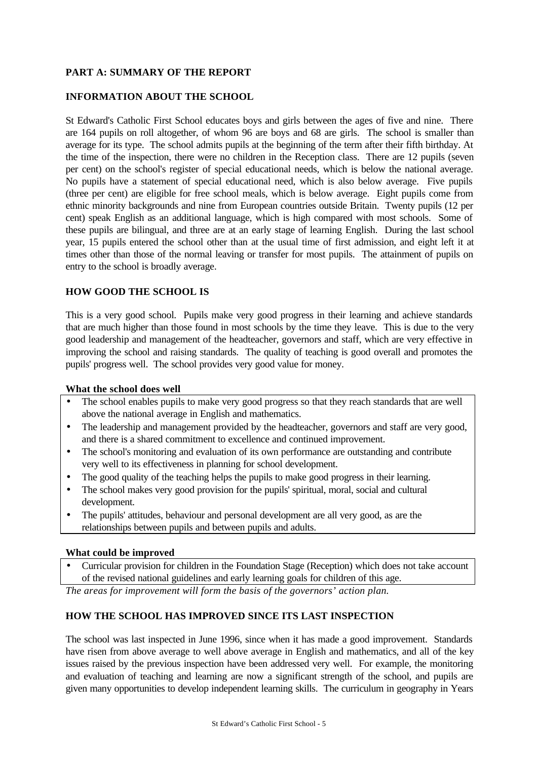## PART A: SUMMARY OF THE REPORT

## INFORMATION ABOUT THE SCHOOL

St Edward's Catholic First School educates boys and girls between the ages of five and nine. There are 164 pupils on roll altogether, of whom 96 are boys and 68 are girls. The school is smaller than average for its type. The school admits pupils at the beginning of the term after their fifth birthday. At the time of the inspection, there were no children in the Reception class. There are 12 pupils (seven per cent) on the school's register of special educational needs, which is below the national average. No pupils have a statement of special educational need, which is also below average. Five pupils (three per cent) are eligible for free school meals, which is below average. Eight pupils come from ethnic minority backgrounds and nine from European countries outside Britain. Twenty pupils (12 per cent) speak English as an additional language, which is high compared with most schools. Some of these pupils are bilingual, and three are at an early stage of learning English. During the last school year, 15 pupils entered the school other than at the usual time of first admission, and eight left it at times other than those of the normal leaving or transfer for most pupils. The attainment of pupils on entry to the school is broadly average.

## HOW GOOD THE SCHOOL IS

This is a very good school. Pupils make very good progress in their learning and achieve standards that are much higher than those found in most schools by the time they leave. This is due to the very good leadership and management of the headteacher, governors and staff, which are very effective in improving the school and raising standards. The quality of teaching is good overall and promotes the pupils' progress well. The school provides very good value for money.

**What the school does well**

- The school enables pupils to make very good progress so that they reach standards that are well above the national average in English and mathematics.
- The leadership and management provided by the headteacher, governors and staff are very good, and there is a shared commitment to excellence and continued improvement.
- The school's monitoring and evaluation of its own performance are outstanding and contribute very well to its effectiveness in planning for school development.
- The good quality of the teaching helps the pupils to make good progress in their learning.
- The school makes very good provision for the pupils' spiritual, moral, social and cultural development.
- The pupils' attitudes, behaviour and personal development are all very good, as are the relationships between pupils and between pupils and adults.

**What could be improved**

- Curricular provision for children in the Foundation Stage (Reception) which does not take account of the revised national guidelines and early learning goals for children of this age.

*The areas for improvement will form the basis of the governors' action plan.*

## HOW THE SCHOOL HAS IMPROVED SINCE ITS LAST INSPECTION

The school was last inspected in June 1996, since when it has made a good improvement. Standards have risen from above average to well above average in English and mathematics, and all of the key issues raised by the previous inspection have been addressed very well. For example, the monitoring and evaluation of teaching and learning are now a significant strength of the school, and pupils are given many opportunities to develop independent learning skills. The curriculum in geography in Years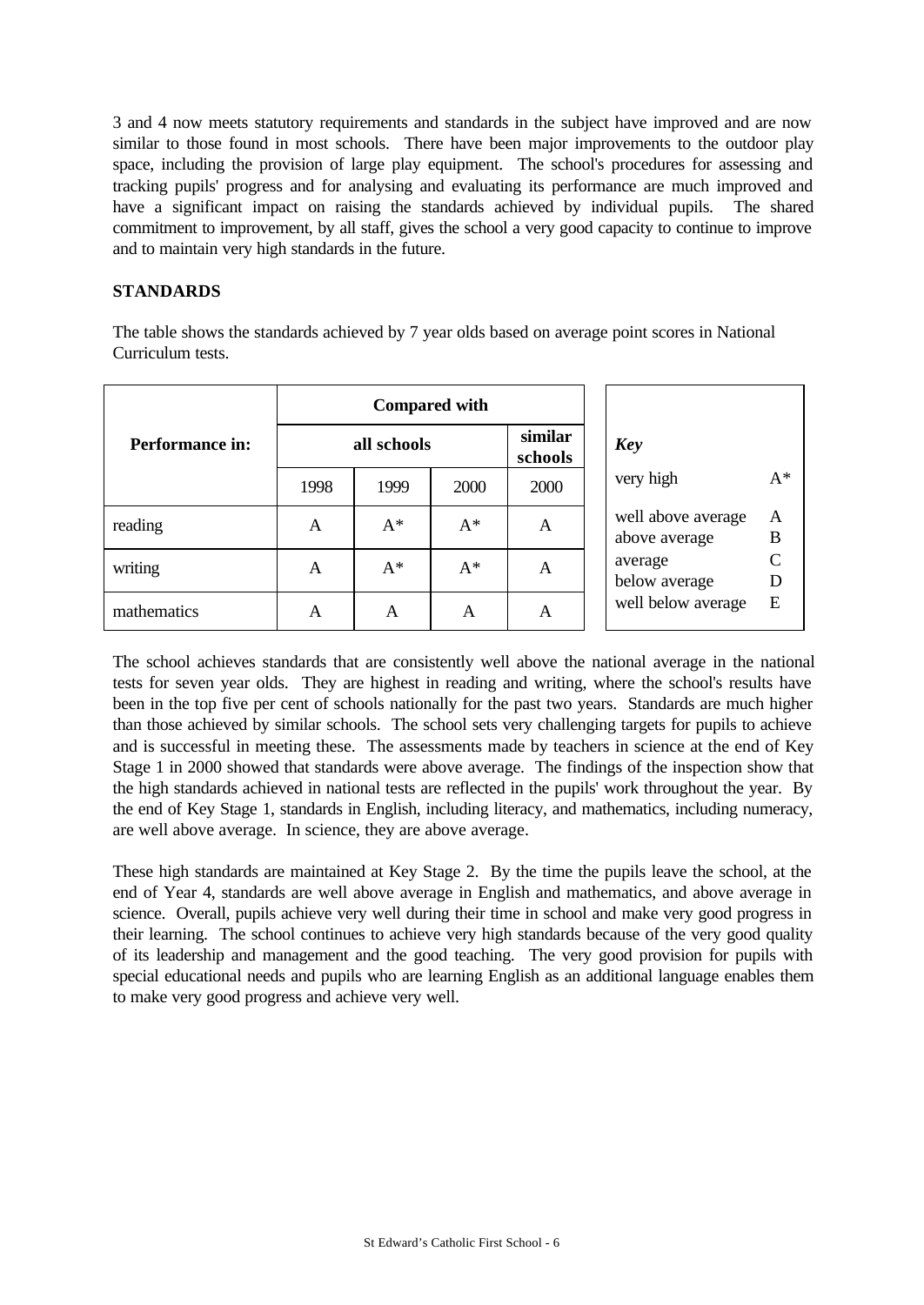3 and 4 now meets statutory requirements and standards in the subject have improved and are now similar to those found in most schools. There have been major improvements to the outdoor play space, including the provision of large play equipment. The school's procedures for assessing and tracking pupils' progress and for analysing and evaluating its performance are much improved and have a significant impact on raising the standards achieved by individual pupils. The shared commitment to improvement, by all staff, gives the school a very good capacity to continue to improve and to maintain very high standards in the future.

## STANDARDS

The table shows the standards achieved by 7 year olds based on average point scores in National Curriculum tests.

| Performance in: | Compared with | | | |
|---|---|---|---|---|
| | all schools | | | similar schools |
| | 1998 | 1999 | 2000 | 2000 |
| reading | A | A* | A* | A |
| writing | A | A* | A* | A |
| mathematics | A | A | A | A |

| *Key* | |
|---|---|
| very high | A* |
| well above average | A |
| above average | B |
| average | C |
| below average | D |
| well below average | E |

The school achieves standards that are consistently well above the national average in the national tests for seven year olds. They are highest in reading and writing, where the school's results have been in the top five per cent of schools nationally for the past two years. Standards are much higher than those achieved by similar schools. The school sets very challenging targets for pupils to achieve and is successful in meeting these. The assessments made by teachers in science at the end of Key Stage 1 in 2000 showed that standards were above average. The findings of the inspection show that the high standards achieved in national tests are reflected in the pupils' work throughout the year. By the end of Key Stage 1, standards in English, including literacy, and mathematics, including numeracy, are well above average. In science, they are above average.

These high standards are maintained at Key Stage 2. By the time the pupils leave the school, at the end of Year 4, standards are well above average in English and mathematics, and above average in science. Overall, pupils achieve very well during their time in school and make very good progress in their learning. The school continues to achieve very high standards because of the very good quality of its leadership and management and the good teaching. The very good provision for pupils with special educational needs and pupils who are learning English as an additional language enables them to make very good progress and achieve very well.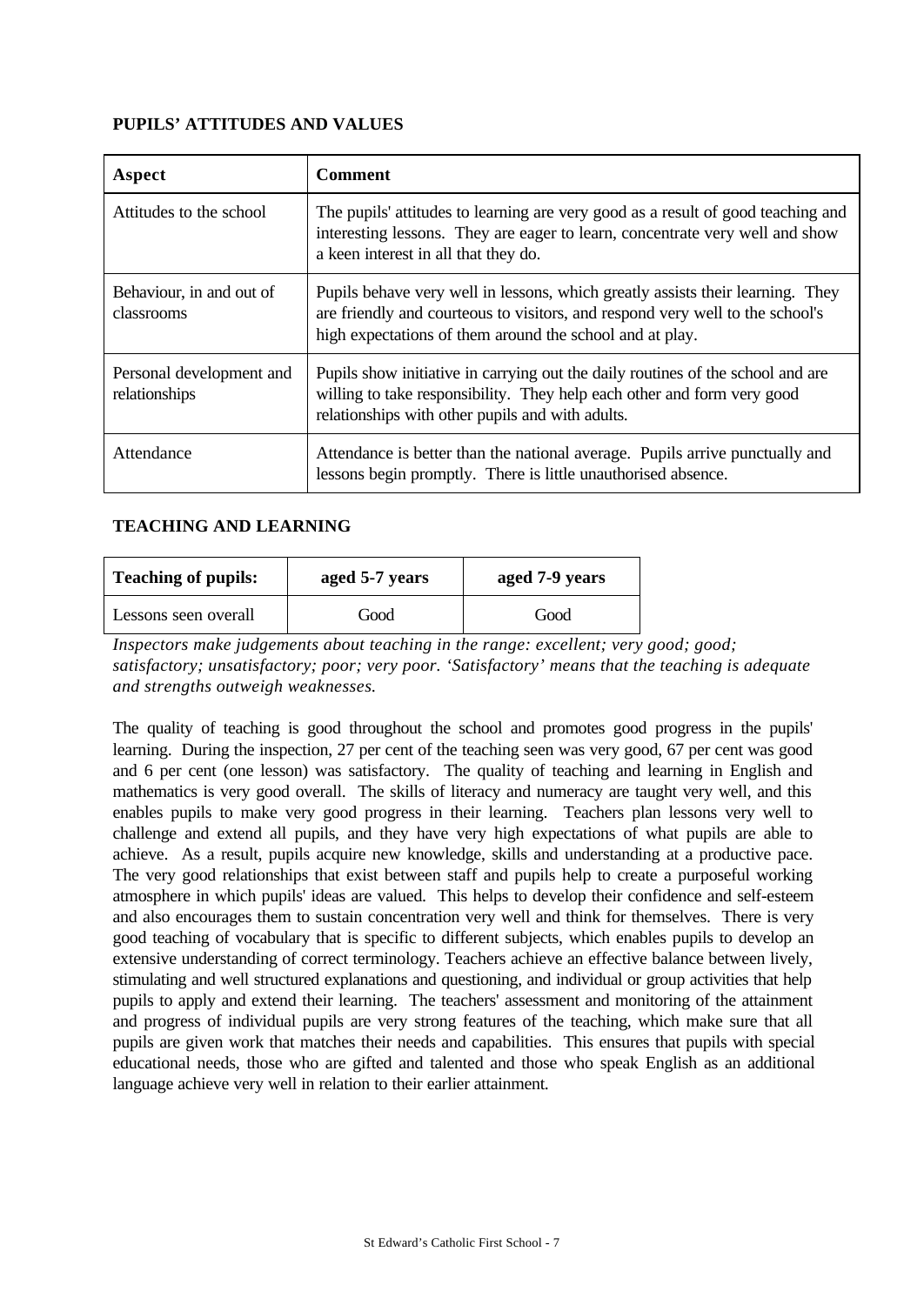**PUPILS' ATTITUDES AND VALUES**

| Aspect | Comment |
|---|---|
| Attitudes to the school | The pupils' attitudes to learning are very good as a result of good teaching and interesting lessons. They are eager to learn, concentrate very well and show a keen interest in all that they do. |
| Behaviour, in and out of classrooms | Pupils behave very well in lessons, which greatly assists their learning. They are friendly and courteous to visitors, and respond very well to the school's high expectations of them around the school and at play. |
| Personal development and relationships | Pupils show initiative in carrying out the daily routines of the school and are willing to take responsibility. They help each other and form very good relationships with other pupils and with adults. |
| Attendance | Attendance is better than the national average. Pupils arrive punctually and lessons begin promptly. There is little unauthorised absence. |

**TEACHING AND LEARNING**

| Teaching of pupils: | aged 5-7 years | aged 7-9 years |
|---|---|---|
| Lessons seen overall | Good | Good |

*Inspectors make judgements about teaching in the range: excellent; very good; good; satisfactory; unsatisfactory; poor; very poor. 'Satisfactory' means that the teaching is adequate and strengths outweigh weaknesses.*

The quality of teaching is good throughout the school and promotes good progress in the pupils' learning. During the inspection, 27 per cent of the teaching seen was very good, 67 per cent was good and 6 per cent (one lesson) was satisfactory. The quality of teaching and learning in English and mathematics is very good overall. The skills of literacy and numeracy are taught very well, and this enables pupils to make very good progress in their learning. Teachers plan lessons very well to challenge and extend all pupils, and they have very high expectations of what pupils are able to achieve. As a result, pupils acquire new knowledge, skills and understanding at a productive pace. The very good relationships that exist between staff and pupils help to create a purposeful working atmosphere in which pupils' ideas are valued. This helps to develop their confidence and self-esteem and also encourages them to sustain concentration very well and think for themselves. There is very good teaching of vocabulary that is specific to different subjects, which enables pupils to develop an extensive understanding of correct terminology. Teachers achieve an effective balance between lively, stimulating and well structured explanations and questioning, and individual or group activities that help pupils to apply and extend their learning. The teachers' assessment and monitoring of the attainment and progress of individual pupils are very strong features of the teaching, which make sure that all pupils are given work that matches their needs and capabilities. This ensures that pupils with special educational needs, those who are gifted and talented and those who speak English as an additional language achieve very well in relation to their earlier attainment.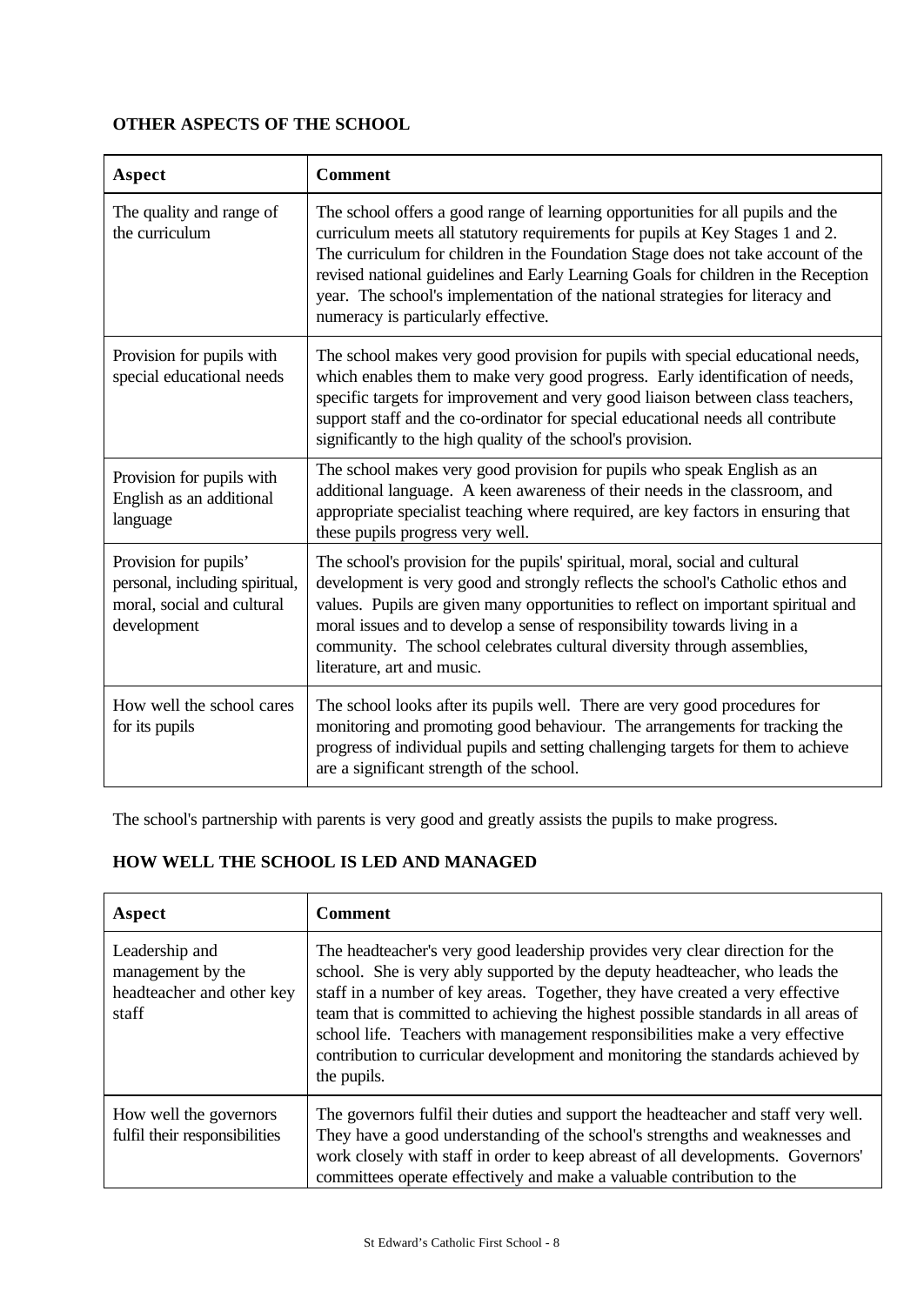## OTHER ASPECTS OF THE SCHOOL

| Aspect | Comment |
|---|---|
| The quality and range of the curriculum | The school offers a good range of learning opportunities for all pupils and the curriculum meets all statutory requirements for pupils at Key Stages 1 and 2. The curriculum for children in the Foundation Stage does not take account of the revised national guidelines and Early Learning Goals for children in the Reception year. The school's implementation of the national strategies for literacy and numeracy is particularly effective. |
| Provision for pupils with special educational needs | The school makes very good provision for pupils with special educational needs, which enables them to make very good progress. Early identification of needs, specific targets for improvement and very good liaison between class teachers, support staff and the co-ordinator for special educational needs all contribute significantly to the high quality of the school's provision. |
| Provision for pupils with English as an additional language | The school makes very good provision for pupils who speak English as an additional language. A keen awareness of their needs in the classroom, and appropriate specialist teaching where required, are key factors in ensuring that these pupils progress very well. |
| Provision for pupils' personal, including spiritual, moral, social and cultural development | The school's provision for the pupils' spiritual, moral, social and cultural development is very good and strongly reflects the school's Catholic ethos and values. Pupils are given many opportunities to reflect on important spiritual and moral issues and to develop a sense of responsibility towards living in a community. The school celebrates cultural diversity through assemblies, literature, art and music. |
| How well the school cares for its pupils | The school looks after its pupils well. There are very good procedures for monitoring and promoting good behaviour. The arrangements for tracking the progress of individual pupils and setting challenging targets for them to achieve are a significant strength of the school. |

The school's partnership with parents is very good and greatly assists the pupils to make progress.

## HOW WELL THE SCHOOL IS LED AND MANAGED

| Aspect | Comment |
|---|---|
| Leadership and management by the headteacher and other key staff | The headteacher's very good leadership provides very clear direction for the school. She is very ably supported by the deputy headteacher, who leads the staff in a number of key areas. Together, they have created a very effective team that is committed to achieving the highest possible standards in all areas of school life. Teachers with management responsibilities make a very effective contribution to curricular development and monitoring the standards achieved by the pupils. |
| How well the governors fulfil their responsibilities | The governors fulfil their duties and support the headteacher and staff very well. They have a good understanding of the school's strengths and weaknesses and work closely with staff in order to keep abreast of all developments. Governors' committees operate effectively and make a valuable contribution to the |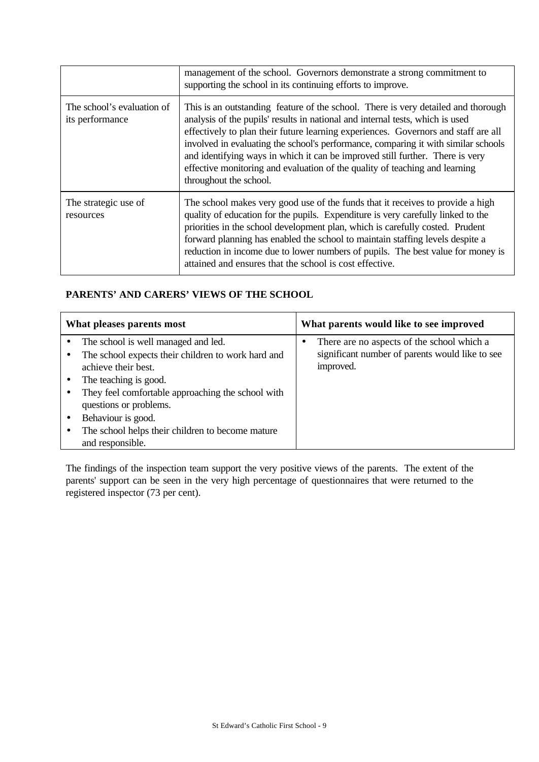|  |  |
| --- | --- |
|  | management of the school. Governors demonstrate a strong commitment to supporting the school in its continuing efforts to improve. |
| The school's evaluation of its performance | This is an outstanding feature of the school. There is very detailed and thorough analysis of the pupils' results in national and internal tests, which is used effectively to plan their future learning experiences. Governors and staff are all involved in evaluating the school's performance, comparing it with similar schools and identifying ways in which it can be improved still further. There is very effective monitoring and evaluation of the quality of teaching and learning throughout the school. |
| The strategic use of resources | The school makes very good use of the funds that it receives to provide a high quality of education for the pupils. Expenditure is very carefully linked to the priorities in the school development plan, which is carefully costed. Prudent forward planning has enabled the school to maintain staffing levels despite a reduction in income due to lower numbers of pupils. The best value for money is attained and ensures that the school is cost effective. |

**PARENTS' AND CARERS' VIEWS OF THE SCHOOL**

| What pleases parents most | What parents would like to see improved |
| --- | --- |
| • The school is well managed and led.<br>• The school expects their children to work hard and achieve their best.<br>• The teaching is good.<br>• They feel comfortable approaching the school with questions or problems.<br>• Behaviour is good.<br>• The school helps their children to become mature and responsible. | • There are no aspects of the school which a significant number of parents would like to see improved. |

The findings of the inspection team support the very positive views of the parents. The extent of the parents' support can be seen in the very high percentage of questionnaires that were returned to the registered inspector (73 per cent).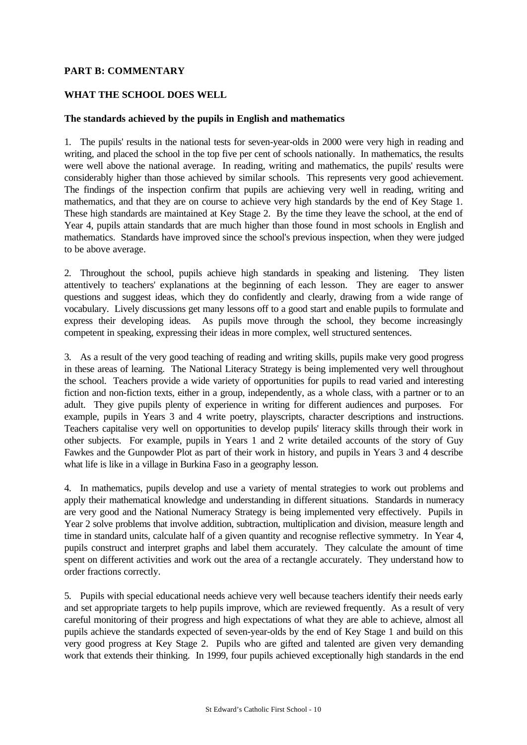## PART B: COMMENTARY

## WHAT THE SCHOOL DOES WELL

### The standards achieved by the pupils in English and mathematics

1. The pupils' results in the national tests for seven-year-olds in 2000 were very high in reading and writing, and placed the school in the top five per cent of schools nationally. In mathematics, the results were well above the national average. In reading, writing and mathematics, the pupils' results were considerably higher than those achieved by similar schools. This represents very good achievement. The findings of the inspection confirm that pupils are achieving very well in reading, writing and mathematics, and that they are on course to achieve very high standards by the end of Key Stage 1. These high standards are maintained at Key Stage 2. By the time they leave the school, at the end of Year 4, pupils attain standards that are much higher than those found in most schools in English and mathematics. Standards have improved since the school's previous inspection, when they were judged to be above average.

2. Throughout the school, pupils achieve high standards in speaking and listening. They listen attentively to teachers' explanations at the beginning of each lesson. They are eager to answer questions and suggest ideas, which they do confidently and clearly, drawing from a wide range of vocabulary. Lively discussions get many lessons off to a good start and enable pupils to formulate and express their developing ideas. As pupils move through the school, they become increasingly competent in speaking, expressing their ideas in more complex, well structured sentences.

3. As a result of the very good teaching of reading and writing skills, pupils make very good progress in these areas of learning. The National Literacy Strategy is being implemented very well throughout the school. Teachers provide a wide variety of opportunities for pupils to read varied and interesting fiction and non-fiction texts, either in a group, independently, as a whole class, with a partner or to an adult. They give pupils plenty of experience in writing for different audiences and purposes. For example, pupils in Years 3 and 4 write poetry, playscripts, character descriptions and instructions. Teachers capitalise very well on opportunities to develop pupils' literacy skills through their work in other subjects. For example, pupils in Years 1 and 2 write detailed accounts of the story of Guy Fawkes and the Gunpowder Plot as part of their work in history, and pupils in Years 3 and 4 describe what life is like in a village in Burkina Faso in a geography lesson.

4. In mathematics, pupils develop and use a variety of mental strategies to work out problems and apply their mathematical knowledge and understanding in different situations. Standards in numeracy are very good and the National Numeracy Strategy is being implemented very effectively. Pupils in Year 2 solve problems that involve addition, subtraction, multiplication and division, measure length and time in standard units, calculate half of a given quantity and recognise reflective symmetry. In Year 4, pupils construct and interpret graphs and label them accurately. They calculate the amount of time spent on different activities and work out the area of a rectangle accurately. They understand how to order fractions correctly.

5. Pupils with special educational needs achieve very well because teachers identify their needs early and set appropriate targets to help pupils improve, which are reviewed frequently. As a result of very careful monitoring of their progress and high expectations of what they are able to achieve, almost all pupils achieve the standards expected of seven-year-olds by the end of Key Stage 1 and build on this very good progress at Key Stage 2. Pupils who are gifted and talented are given very demanding work that extends their thinking. In 1999, four pupils achieved exceptionally high standards in the end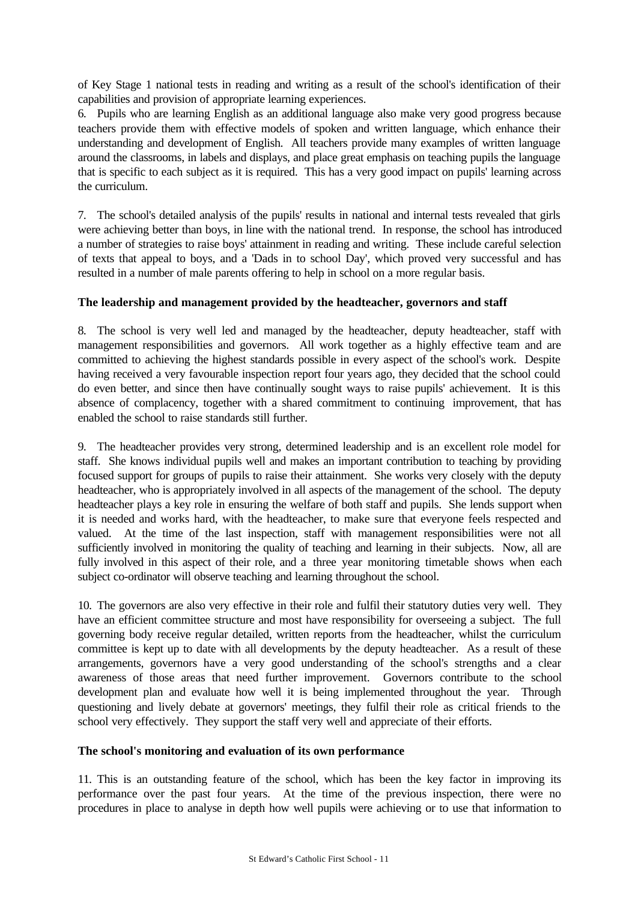of Key Stage 1 national tests in reading and writing as a result of the school's identification of their capabilities and provision of appropriate learning experiences.

6. Pupils who are learning English as an additional language also make very good progress because teachers provide them with effective models of spoken and written language, which enhance their understanding and development of English. All teachers provide many examples of written language around the classrooms, in labels and displays, and place great emphasis on teaching pupils the language that is specific to each subject as it is required. This has a very good impact on pupils' learning across the curriculum.

7. The school's detailed analysis of the pupils' results in national and internal tests revealed that girls were achieving better than boys, in line with the national trend. In response, the school has introduced a number of strategies to raise boys' attainment in reading and writing. These include careful selection of texts that appeal to boys, and a 'Dads in to school Day', which proved very successful and has resulted in a number of male parents offering to help in school on a more regular basis.

**The leadership and management provided by the headteacher, governors and staff**

8. The school is very well led and managed by the headteacher, deputy headteacher, staff with management responsibilities and governors. All work together as a highly effective team and are committed to achieving the highest standards possible in every aspect of the school's work. Despite having received a very favourable inspection report four years ago, they decided that the school could do even better, and since then have continually sought ways to raise pupils' achievement. It is this absence of complacency, together with a shared commitment to continuing improvement, that has enabled the school to raise standards still further.

9. The headteacher provides very strong, determined leadership and is an excellent role model for staff. She knows individual pupils well and makes an important contribution to teaching by providing focused support for groups of pupils to raise their attainment. She works very closely with the deputy headteacher, who is appropriately involved in all aspects of the management of the school. The deputy headteacher plays a key role in ensuring the welfare of both staff and pupils. She lends support when it is needed and works hard, with the headteacher, to make sure that everyone feels respected and valued. At the time of the last inspection, staff with management responsibilities were not all sufficiently involved in monitoring the quality of teaching and learning in their subjects. Now, all are fully involved in this aspect of their role, and a three year monitoring timetable shows when each subject co-ordinator will observe teaching and learning throughout the school.

10. The governors are also very effective in their role and fulfil their statutory duties very well. They have an efficient committee structure and most have responsibility for overseeing a subject. The full governing body receive regular detailed, written reports from the headteacher, whilst the curriculum committee is kept up to date with all developments by the deputy headteacher. As a result of these arrangements, governors have a very good understanding of the school's strengths and a clear awareness of those areas that need further improvement. Governors contribute to the school development plan and evaluate how well it is being implemented throughout the year. Through questioning and lively debate at governors' meetings, they fulfil their role as critical friends to the school very effectively. They support the staff very well and appreciate of their efforts.

**The school's monitoring and evaluation of its own performance**

11. This is an outstanding feature of the school, which has been the key factor in improving its performance over the past four years. At the time of the previous inspection, there were no procedures in place to analyse in depth how well pupils were achieving or to use that information to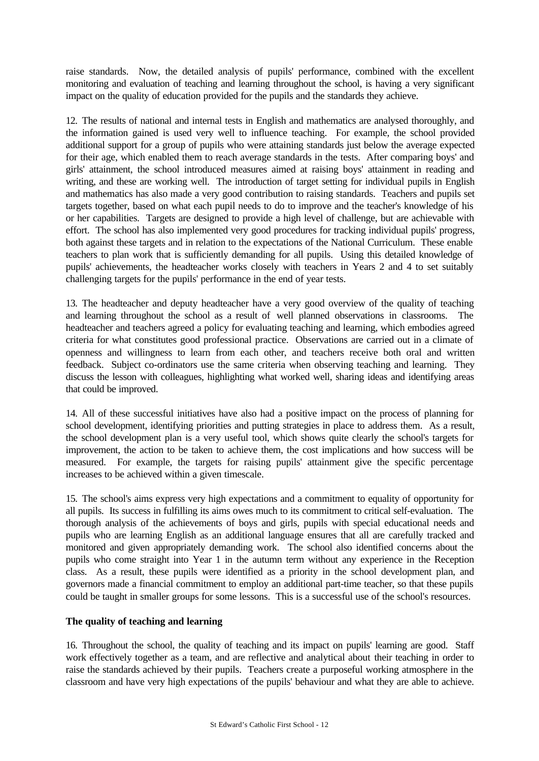raise standards. Now, the detailed analysis of pupils' performance, combined with the excellent monitoring and evaluation of teaching and learning throughout the school, is having a very significant impact on the quality of education provided for the pupils and the standards they achieve.

12. The results of national and internal tests in English and mathematics are analysed thoroughly, and the information gained is used very well to influence teaching. For example, the school provided additional support for a group of pupils who were attaining standards just below the average expected for their age, which enabled them to reach average standards in the tests. After comparing boys' and girls' attainment, the school introduced measures aimed at raising boys' attainment in reading and writing, and these are working well. The introduction of target setting for individual pupils in English and mathematics has also made a very good contribution to raising standards. Teachers and pupils set targets together, based on what each pupil needs to do to improve and the teacher's knowledge of his or her capabilities. Targets are designed to provide a high level of challenge, but are achievable with effort. The school has also implemented very good procedures for tracking individual pupils' progress, both against these targets and in relation to the expectations of the National Curriculum. These enable teachers to plan work that is sufficiently demanding for all pupils. Using this detailed knowledge of pupils' achievements, the headteacher works closely with teachers in Years 2 and 4 to set suitably challenging targets for the pupils' performance in the end of year tests.

13. The headteacher and deputy headteacher have a very good overview of the quality of teaching and learning throughout the school as a result of well planned observations in classrooms. The headteacher and teachers agreed a policy for evaluating teaching and learning, which embodies agreed criteria for what constitutes good professional practice. Observations are carried out in a climate of openness and willingness to learn from each other, and teachers receive both oral and written feedback. Subject co-ordinators use the same criteria when observing teaching and learning. They discuss the lesson with colleagues, highlighting what worked well, sharing ideas and identifying areas that could be improved.

14. All of these successful initiatives have also had a positive impact on the process of planning for school development, identifying priorities and putting strategies in place to address them. As a result, the school development plan is a very useful tool, which shows quite clearly the school's targets for improvement, the action to be taken to achieve them, the cost implications and how success will be measured. For example, the targets for raising pupils' attainment give the specific percentage increases to be achieved within a given timescale.

15. The school's aims express very high expectations and a commitment to equality of opportunity for all pupils. Its success in fulfilling its aims owes much to its commitment to critical self-evaluation. The thorough analysis of the achievements of boys and girls, pupils with special educational needs and pupils who are learning English as an additional language ensures that all are carefully tracked and monitored and given appropriately demanding work. The school also identified concerns about the pupils who come straight into Year 1 in the autumn term without any experience in the Reception class. As a result, these pupils were identified as a priority in the school development plan, and governors made a financial commitment to employ an additional part-time teacher, so that these pupils could be taught in smaller groups for some lessons. This is a successful use of the school's resources.

**The quality of teaching and learning**

16. Throughout the school, the quality of teaching and its impact on pupils' learning are good. Staff work effectively together as a team, and are reflective and analytical about their teaching in order to raise the standards achieved by their pupils. Teachers create a purposeful working atmosphere in the classroom and have very high expectations of the pupils' behaviour and what they are able to achieve.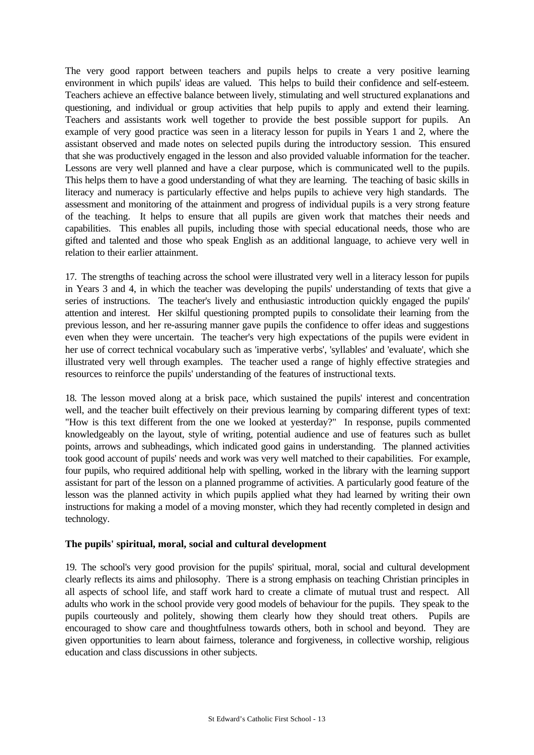The very good rapport between teachers and pupils helps to create a very positive learning environment in which pupils' ideas are valued. This helps to build their confidence and self-esteem. Teachers achieve an effective balance between lively, stimulating and well structured explanations and questioning, and individual or group activities that help pupils to apply and extend their learning. Teachers and assistants work well together to provide the best possible support for pupils. An example of very good practice was seen in a literacy lesson for pupils in Years 1 and 2, where the assistant observed and made notes on selected pupils during the introductory session. This ensured that she was productively engaged in the lesson and also provided valuable information for the teacher. Lessons are very well planned and have a clear purpose, which is communicated well to the pupils. This helps them to have a good understanding of what they are learning. The teaching of basic skills in literacy and numeracy is particularly effective and helps pupils to achieve very high standards. The assessment and monitoring of the attainment and progress of individual pupils is a very strong feature of the teaching. It helps to ensure that all pupils are given work that matches their needs and capabilities. This enables all pupils, including those with special educational needs, those who are gifted and talented and those who speak English as an additional language, to achieve very well in relation to their earlier attainment.

17. The strengths of teaching across the school were illustrated very well in a literacy lesson for pupils in Years 3 and 4, in which the teacher was developing the pupils' understanding of texts that give a series of instructions. The teacher's lively and enthusiastic introduction quickly engaged the pupils' attention and interest. Her skilful questioning prompted pupils to consolidate their learning from the previous lesson, and her re-assuring manner gave pupils the confidence to offer ideas and suggestions even when they were uncertain. The teacher's very high expectations of the pupils were evident in her use of correct technical vocabulary such as 'imperative verbs', 'syllables' and 'evaluate', which she illustrated very well through examples. The teacher used a range of highly effective strategies and resources to reinforce the pupils' understanding of the features of instructional texts.

18. The lesson moved along at a brisk pace, which sustained the pupils' interest and concentration well, and the teacher built effectively on their previous learning by comparing different types of text: "How is this text different from the one we looked at yesterday?" In response, pupils commented knowledgeably on the layout, style of writing, potential audience and use of features such as bullet points, arrows and subheadings, which indicated good gains in understanding. The planned activities took good account of pupils' needs and work was very well matched to their capabilities. For example, four pupils, who required additional help with spelling, worked in the library with the learning support assistant for part of the lesson on a planned programme of activities. A particularly good feature of the lesson was the planned activity in which pupils applied what they had learned by writing their own instructions for making a model of a moving monster, which they had recently completed in design and technology.

**The pupils' spiritual, moral, social and cultural development**

19. The school's very good provision for the pupils' spiritual, moral, social and cultural development clearly reflects its aims and philosophy. There is a strong emphasis on teaching Christian principles in all aspects of school life, and staff work hard to create a climate of mutual trust and respect. All adults who work in the school provide very good models of behaviour for the pupils. They speak to the pupils courteously and politely, showing them clearly how they should treat others. Pupils are encouraged to show care and thoughtfulness towards others, both in school and beyond. They are given opportunities to learn about fairness, tolerance and forgiveness, in collective worship, religious education and class discussions in other subjects.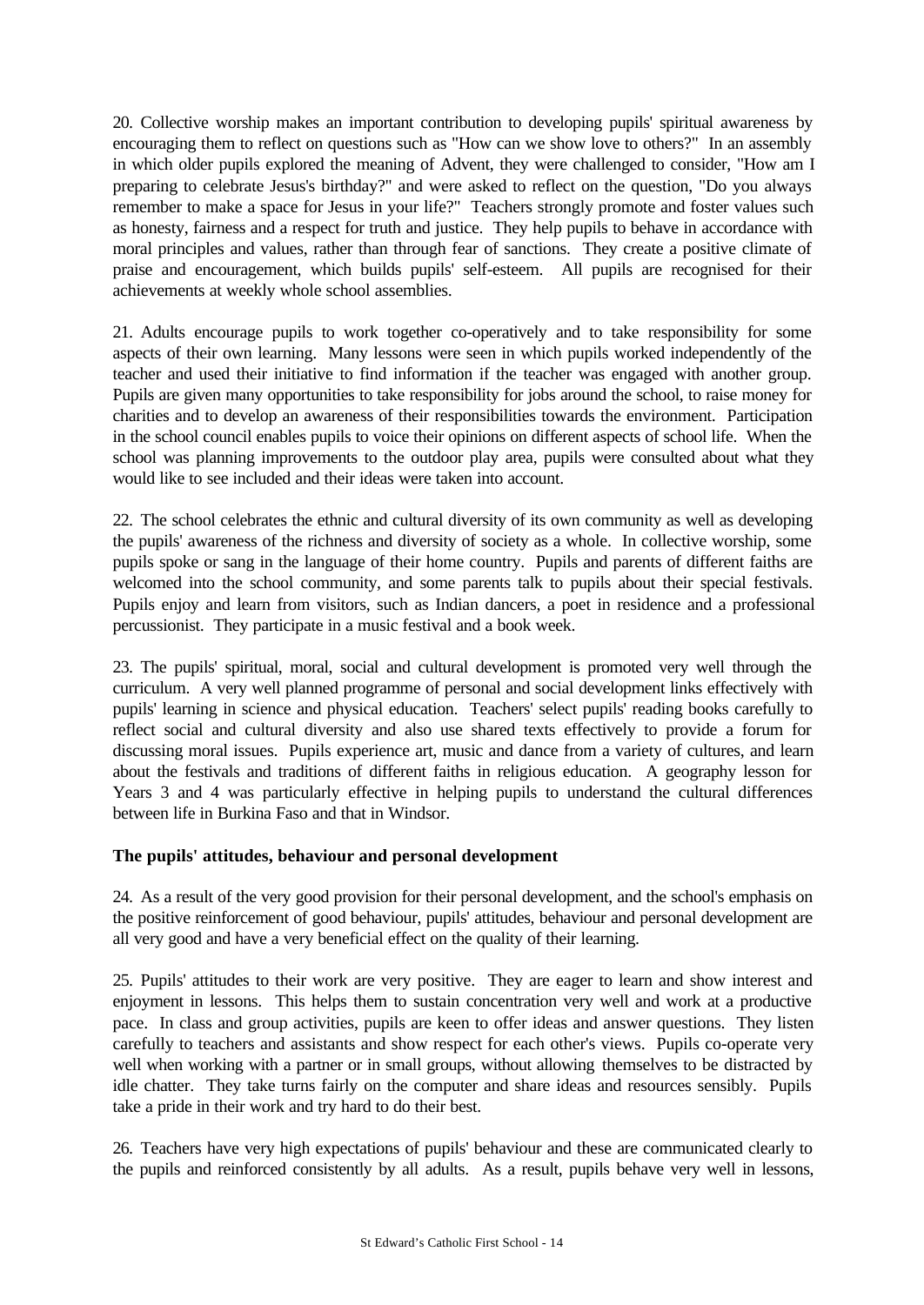20. Collective worship makes an important contribution to developing pupils' spiritual awareness by encouraging them to reflect on questions such as "How can we show love to others?" In an assembly in which older pupils explored the meaning of Advent, they were challenged to consider, "How am I preparing to celebrate Jesus's birthday?" and were asked to reflect on the question, "Do you always remember to make a space for Jesus in your life?" Teachers strongly promote and foster values such as honesty, fairness and a respect for truth and justice. They help pupils to behave in accordance with moral principles and values, rather than through fear of sanctions. They create a positive climate of praise and encouragement, which builds pupils' self-esteem. All pupils are recognised for their achievements at weekly whole school assemblies.

21. Adults encourage pupils to work together co-operatively and to take responsibility for some aspects of their own learning. Many lessons were seen in which pupils worked independently of the teacher and used their initiative to find information if the teacher was engaged with another group. Pupils are given many opportunities to take responsibility for jobs around the school, to raise money for charities and to develop an awareness of their responsibilities towards the environment. Participation in the school council enables pupils to voice their opinions on different aspects of school life. When the school was planning improvements to the outdoor play area, pupils were consulted about what they would like to see included and their ideas were taken into account.

22. The school celebrates the ethnic and cultural diversity of its own community as well as developing the pupils' awareness of the richness and diversity of society as a whole. In collective worship, some pupils spoke or sang in the language of their home country. Pupils and parents of different faiths are welcomed into the school community, and some parents talk to pupils about their special festivals. Pupils enjoy and learn from visitors, such as Indian dancers, a poet in residence and a professional percussionist. They participate in a music festival and a book week.

23. The pupils' spiritual, moral, social and cultural development is promoted very well through the curriculum. A very well planned programme of personal and social development links effectively with pupils' learning in science and physical education. Teachers' select pupils' reading books carefully to reflect social and cultural diversity and also use shared texts effectively to provide a forum for discussing moral issues. Pupils experience art, music and dance from a variety of cultures, and learn about the festivals and traditions of different faiths in religious education. A geography lesson for Years 3 and 4 was particularly effective in helping pupils to understand the cultural differences between life in Burkina Faso and that in Windsor.

**The pupils' attitudes, behaviour and personal development**

24. As a result of the very good provision for their personal development, and the school's emphasis on the positive reinforcement of good behaviour, pupils' attitudes, behaviour and personal development are all very good and have a very beneficial effect on the quality of their learning.

25. Pupils' attitudes to their work are very positive. They are eager to learn and show interest and enjoyment in lessons. This helps them to sustain concentration very well and work at a productive pace. In class and group activities, pupils are keen to offer ideas and answer questions. They listen carefully to teachers and assistants and show respect for each other's views. Pupils co-operate very well when working with a partner or in small groups, without allowing themselves to be distracted by idle chatter. They take turns fairly on the computer and share ideas and resources sensibly. Pupils take a pride in their work and try hard to do their best.

26. Teachers have very high expectations of pupils' behaviour and these are communicated clearly to the pupils and reinforced consistently by all adults. As a result, pupils behave very well in lessons,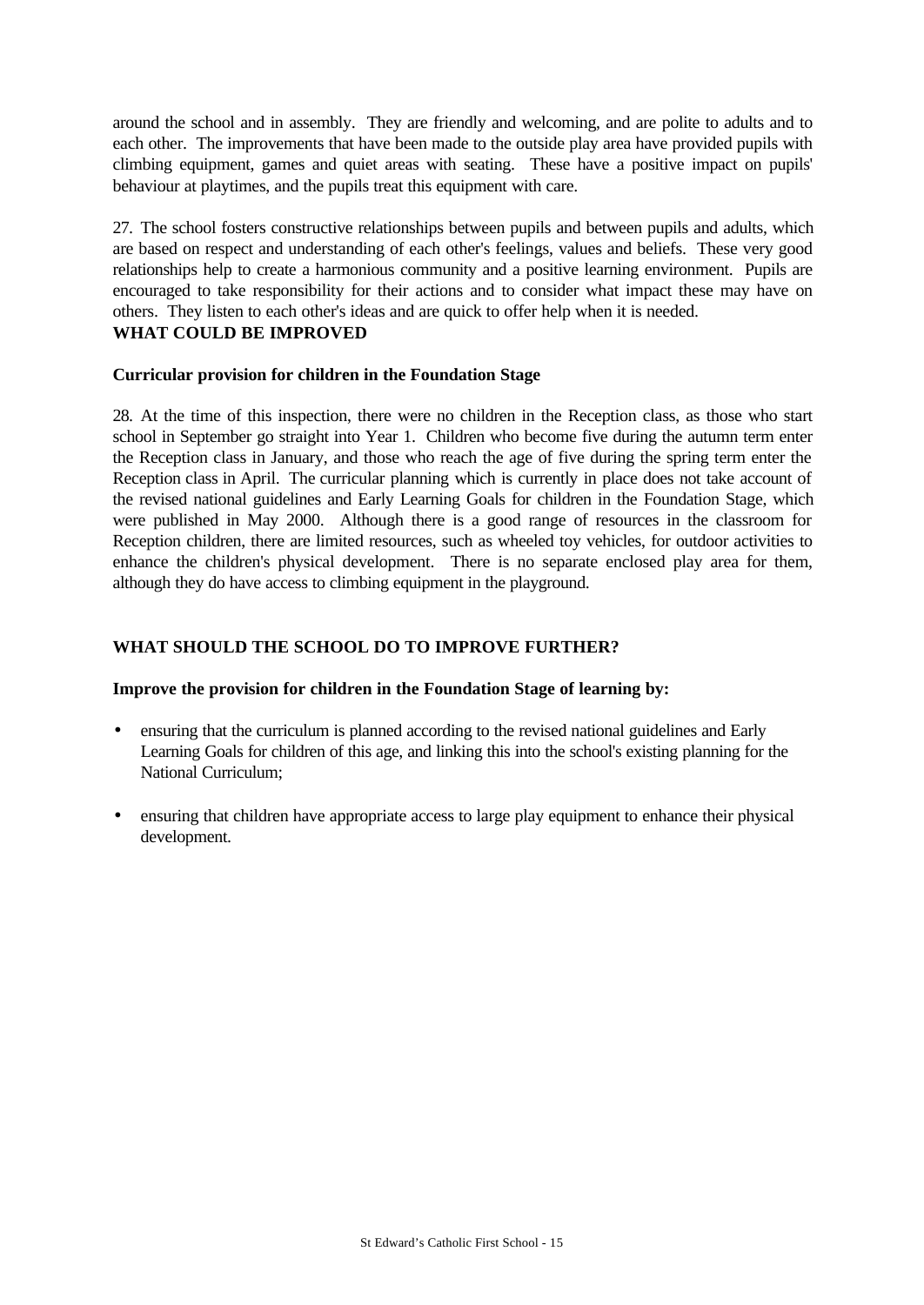around the school and in assembly. They are friendly and welcoming, and are polite to adults and to each other. The improvements that have been made to the outside play area have provided pupils with climbing equipment, games and quiet areas with seating. These have a positive impact on pupils' behaviour at playtimes, and the pupils treat this equipment with care.

27. The school fosters constructive relationships between pupils and between pupils and adults, which are based on respect and understanding of each other's feelings, values and beliefs. These very good relationships help to create a harmonious community and a positive learning environment. Pupils are encouraged to take responsibility for their actions and to consider what impact these may have on others. They listen to each other's ideas and are quick to offer help when it is needed.

**WHAT COULD BE IMPROVED**

**Curricular provision for children in the Foundation Stage**

28. At the time of this inspection, there were no children in the Reception class, as those who start school in September go straight into Year 1. Children who become five during the autumn term enter the Reception class in January, and those who reach the age of five during the spring term enter the Reception class in April. The curricular planning which is currently in place does not take account of the revised national guidelines and Early Learning Goals for children in the Foundation Stage, which were published in May 2000. Although there is a good range of resources in the classroom for Reception children, there are limited resources, such as wheeled toy vehicles, for outdoor activities to enhance the children's physical development. There is no separate enclosed play area for them, although they do have access to climbing equipment in the playground.

**WHAT SHOULD THE SCHOOL DO TO IMPROVE FURTHER?**

**Improve the provision for children in the Foundation Stage of learning by:**

- ensuring that the curriculum is planned according to the revised national guidelines and Early Learning Goals for children of this age, and linking this into the school's existing planning for the National Curriculum;
- ensuring that children have appropriate access to large play equipment to enhance their physical development.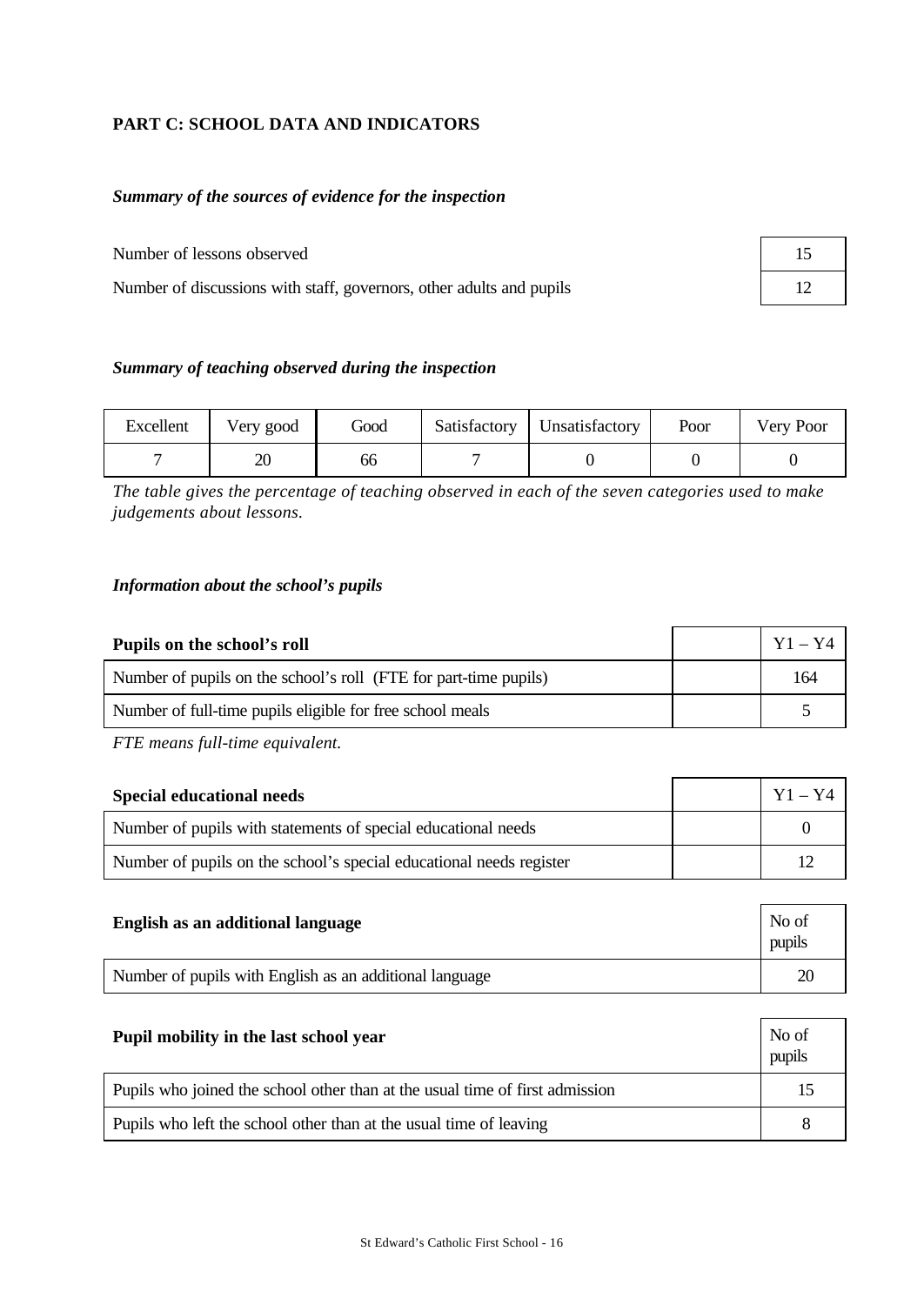## PART C: SCHOOL DATA AND INDICATORS

### *Summary of the sources of evidence for the inspection*

| | |
|---|---|
| Number of lessons observed | 15 |
| Number of discussions with staff, governors, other adults and pupils | 12 |

### *Summary of teaching observed during the inspection*

| Excellent | Very good | Good | Satisfactory | Unsatisfactory | Poor | Very Poor |
|---|---|---|---|---|---|---|
| 7 | 20 | 66 | 7 | 0 | 0 | 0 |

*The table gives the percentage of teaching observed in each of the seven categories used to make judgements about lessons.*

### *Information about the school's pupils*

| **Pupils on the school's roll** | | Y1 – Y4 |
|---|---|---|
| Number of pupils on the school's roll (FTE for part-time pupils) | | 164 |
| Number of full-time pupils eligible for free school meals | | 5 |

*FTE means full-time equivalent.*

| **Special educational needs** | | Y1 – Y4 |
|---|---|---|
| Number of pupils with statements of special educational needs | | 0 |
| Number of pupils on the school's special educational needs register | | 12 |

| **English as an additional language** | No of pupils |
|---|---|
| Number of pupils with English as an additional language | 20 |

| **Pupil mobility in the last school year** | No of pupils |
|---|---|
| Pupils who joined the school other than at the usual time of first admission | 15 |
| Pupils who left the school other than at the usual time of leaving | 8 |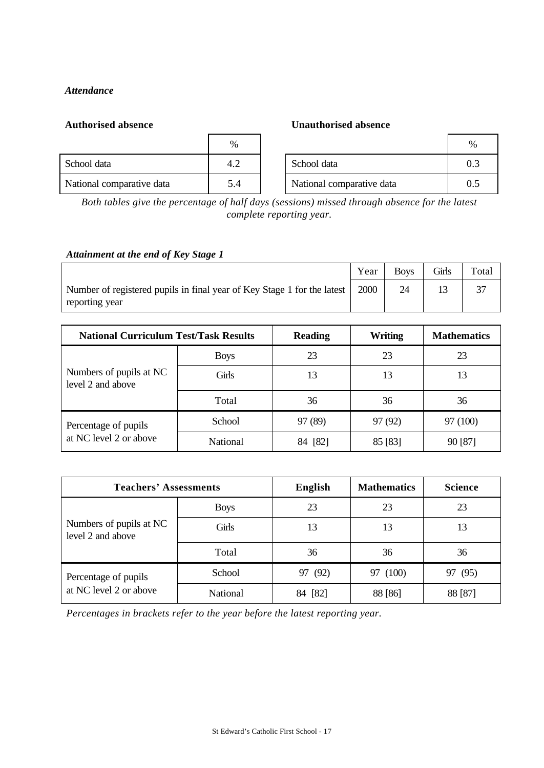*Attendance*

**Authorised absence**

| | % |
|---|---|
| School data | 4.2 |
| National comparative data | 5.4 |

**Unauthorised absence**

| | % |
|---|---|
| School data | 0.3 |
| National comparative data | 0.5 |

*Both tables give the percentage of half days (sessions) missed through absence for the latest complete reporting year.*

***Attainment at the end of Key Stage 1***

| | Year | Boys | Girls | Total |
|---|---|---|---|---|
| Number of registered pupils in final year of Key Stage 1 for the latest reporting year | 2000 | 24 | 13 | 37 |

| **National Curriculum Test/Task Results** | | **Reading** | **Writing** | **Mathematics** |
|---|---|---|---|---|
| Numbers of pupils at NC level 2 and above | Boys | 23 | 23 | 23 |
| | Girls | 13 | 13 | 13 |
| | Total | 36 | 36 | 36 |
| Percentage of pupils at NC level 2 or above | School | 97 (89) | 97 (92) | 97 (100) |
| | National | 84 [82] | 85 [83] | 90 [87] |

| **Teachers' Assessments** | | **English** | **Mathematics** | **Science** |
|---|---|---|---|---|
| Numbers of pupils at NC level 2 and above | Boys | 23 | 23 | 23 |
| | Girls | 13 | 13 | 13 |
| | Total | 36 | 36 | 36 |
| Percentage of pupils at NC level 2 or above | School | 97 (92) | 97 (100) | 97 (95) |
| | National | 84 [82] | 88 [86] | 88 [87] |

*Percentages in brackets refer to the year before the latest reporting year.*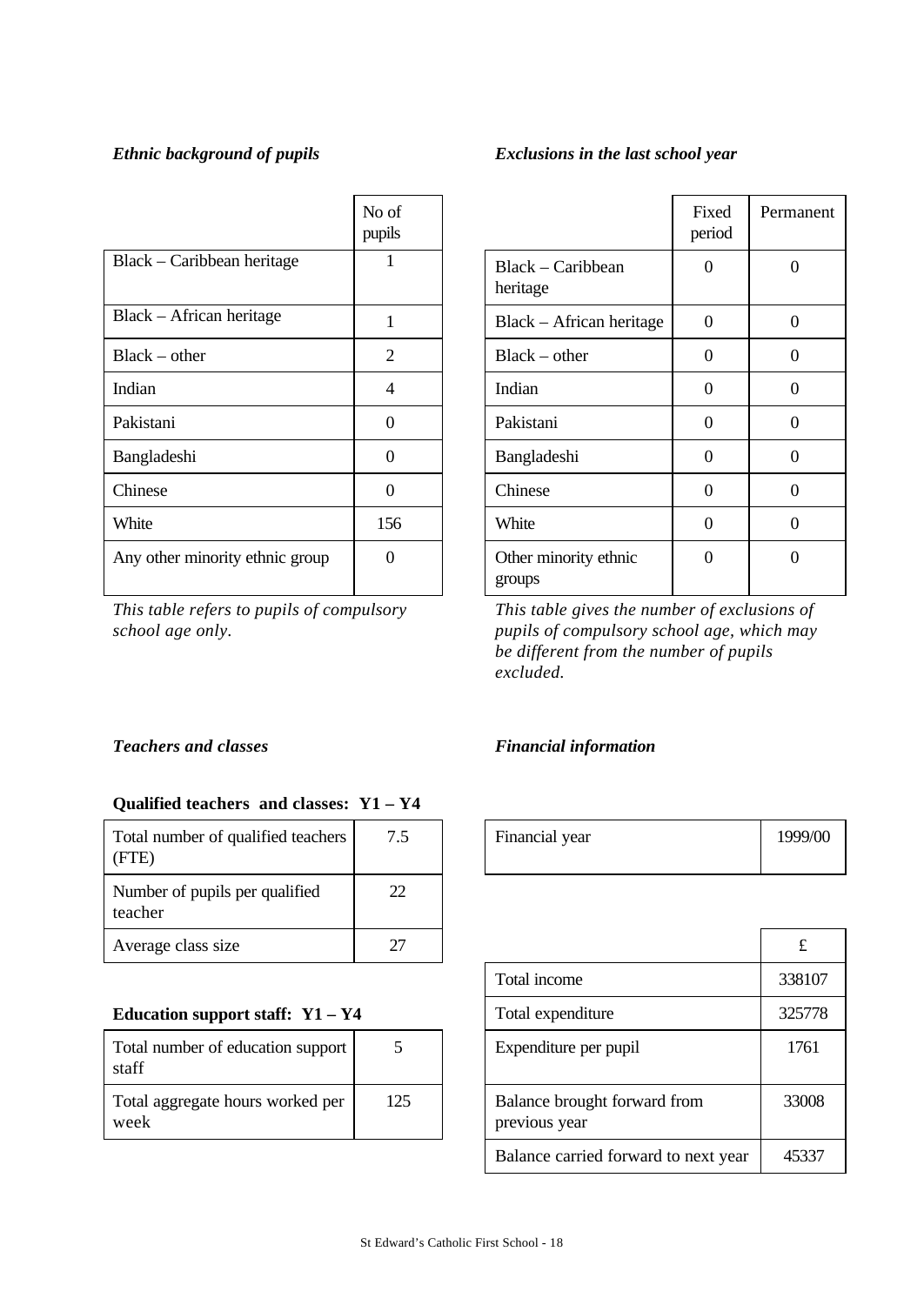*Ethnic background of pupils*

| | No of pupils |
|---|---|
| Black – Caribbean heritage | 1 |
| Black – African heritage | 1 |
| Black – other | 2 |
| Indian | 4 |
| Pakistani | 0 |
| Bangladeshi | 0 |
| Chinese | 0 |
| White | 156 |
| Any other minority ethnic group | 0 |

*This table refers to pupils of compulsory school age only.*

*Exclusions in the last school year*

| | Fixed period | Permanent |
|---|---|---|
| Black – Caribbean heritage | 0 | 0 |
| Black – African heritage | 0 | 0 |
| Black – other | 0 | 0 |
| Indian | 0 | 0 |
| Pakistani | 0 | 0 |
| Bangladeshi | 0 | 0 |
| Chinese | 0 | 0 |
| White | 0 | 0 |
| Other minority ethnic groups | 0 | 0 |

*This table gives the number of exclusions of pupils of compulsory school age, which may be different from the number of pupils excluded.*

*Teachers and classes*

**Qualified teachers and classes: Y1 – Y4**

| | |
|---|---|
| Total number of qualified teachers (FTE) | 7.5 |
| Number of pupils per qualified teacher | 22 |
| Average class size | 27 |

**Education support staff: Y1 – Y4**

| | |
|---|---|
| Total number of education support staff | 5 |
| Total aggregate hours worked per week | 125 |

*Financial information*

| | |
|---|---|
| Financial year | 1999/00 |

| | £ |
|---|---|
| Total income | 338107 |
| Total expenditure | 325778 |
| Expenditure per pupil | 1761 |
| Balance brought forward from previous year | 33008 |
| Balance carried forward to next year | 45337 |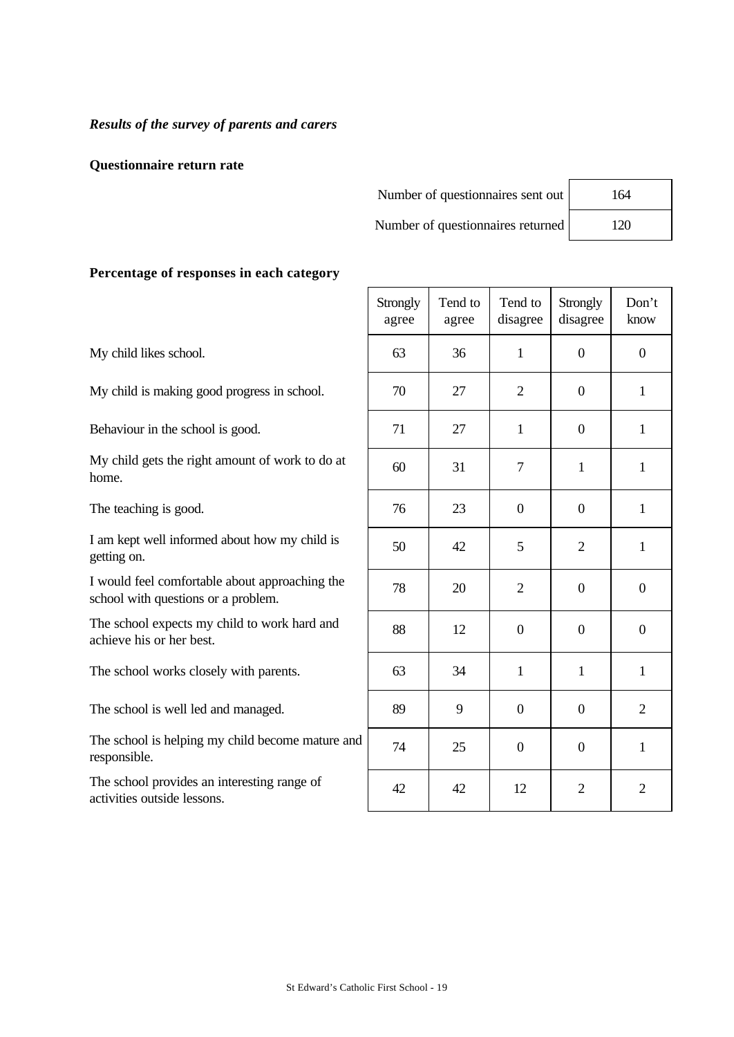*Results of the survey of parents and carers*

**Questionnaire return rate**

| | |
|---|---|
| Number of questionnaires sent out | 164 |
| Number of questionnaires returned | 120 |

**Percentage of responses in each category**

| | Strongly agree | Tend to agree | Tend to disagree | Strongly disagree | Don't know |
|---|---|---|---|---|---|
| My child likes school. | 63 | 36 | 1 | 0 | 0 |
| My child is making good progress in school. | 70 | 27 | 2 | 0 | 1 |
| Behaviour in the school is good. | 71 | 27 | 1 | 0 | 1 |
| My child gets the right amount of work to do at home. | 60 | 31 | 7 | 1 | 1 |
| The teaching is good. | 76 | 23 | 0 | 0 | 1 |
| I am kept well informed about how my child is getting on. | 50 | 42 | 5 | 2 | 1 |
| I would feel comfortable about approaching the school with questions or a problem. | 78 | 20 | 2 | 0 | 0 |
| The school expects my child to work hard and achieve his or her best. | 88 | 12 | 0 | 0 | 0 |
| The school works closely with parents. | 63 | 34 | 1 | 1 | 1 |
| The school is well led and managed. | 89 | 9 | 0 | 0 | 2 |
| The school is helping my child become mature and responsible. | 74 | 25 | 0 | 0 | 1 |
| The school provides an interesting range of activities outside lessons. | 42 | 42 | 12 | 2 | 2 |